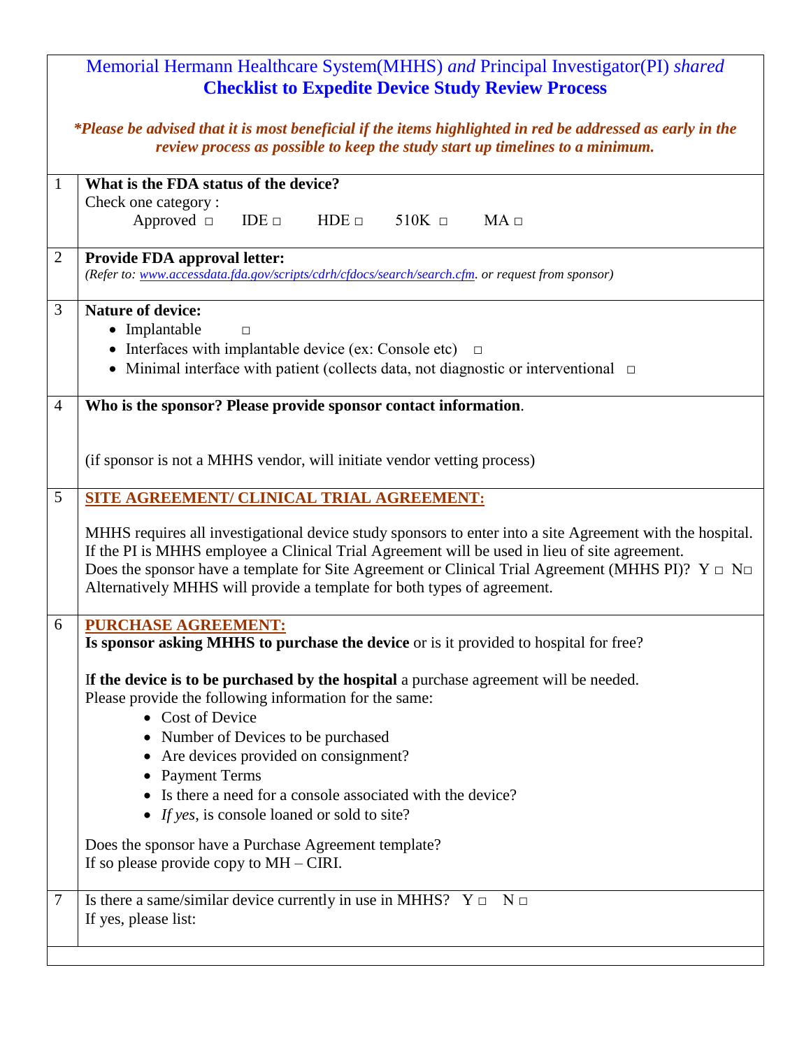# Memorial Hermann Healthcare System(MHHS) *and* Principal Investigator(PI) *shared*

## Checklist to Expedite Device Study Review Process

***Please be advised that it is most beneficial if the items highlighted in red be addressed as early in the review process as possible to keep the study start up timelines to a minimum.***

| # | Item |
|---|---|
| 1 | **What is the FDA status of the device?**<br>Check one category :<br>Approved □ IDE □ HDE □ 510K □ MA □ |
| 2 | **Provide FDA approval letter:**<br>*(Refer to: www.accessdata.fda.gov/scripts/cdrh/cfdocs/search/search.cfm. or request from sponsor)* |
| 3 | **Nature of device:**<br>• Implantable □<br>• Interfaces with implantable device (ex: Console etc) □<br>• Minimal interface with patient (collects data, not diagnostic or interventional □ |
| 4 | **Who is the sponsor? Please provide sponsor contact information**.<br><br>(if sponsor is not a MHHS vendor, will initiate vendor vetting process) |
| 5 | **SITE AGREEMENT/ CLINICAL TRIAL AGREEMENT:**<br><br>MHHS requires all investigational device study sponsors to enter into a site Agreement with the hospital. If the PI is MHHS employee a Clinical Trial Agreement will be used in lieu of site agreement.<br>Does the sponsor have a template for Site Agreement or Clinical Trial Agreement (MHHS PI)? Y □ N□<br>Alternatively MHHS will provide a template for both types of agreement. |
| 6 | **PURCHASE AGREEMENT:**<br>**Is sponsor asking MHHS to purchase the device** or is it provided to hospital for free?<br><br>I**f the device is to be purchased by the hospital** a purchase agreement will be needed.<br>Please provide the following information for the same:<br>• Cost of Device<br>• Number of Devices to be purchased<br>• Are devices provided on consignment?<br>• Payment Terms<br>• Is there a need for a console associated with the device?<br>• *If yes*, is console loaned or sold to site?<br><br>Does the sponsor have a Purchase Agreement template?<br>If so please provide copy to MH – CIRI. |
| 7 | Is there a same/similar device currently in use in MHHS? Y □ N □<br>If yes, please list: |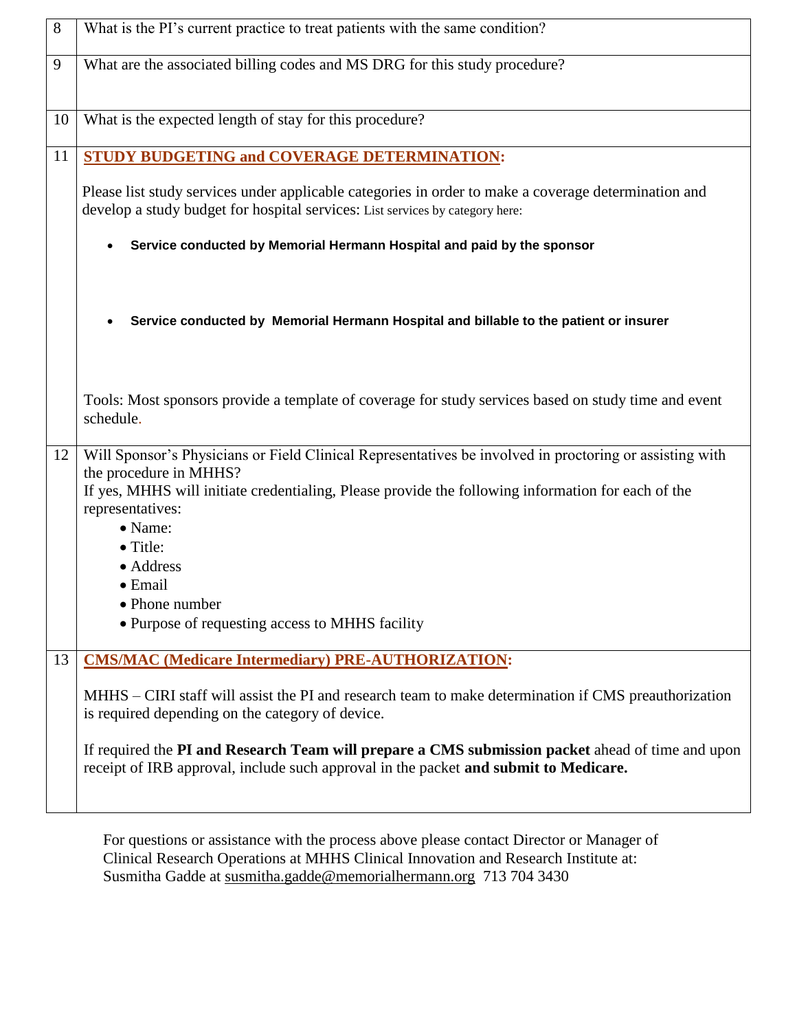| | |
|---|---|
| 8 | What is the PI's current practice to treat patients with the same condition? |
| 9 | What are the associated billing codes and MS DRG for this study procedure? |
| 10 | What is the expected length of stay for this procedure? |
| 11 | **STUDY BUDGETING and COVERAGE DETERMINATION:**<br><br>Please list study services under applicable categories in order to make a coverage determination and develop a study budget for hospital services: List services by category here:<br><br>• **Service conducted by Memorial Hermann Hospital and paid by the sponsor**<br><br>• **Service conducted by Memorial Hermann Hospital and billable to the patient or insurer**<br><br>Tools: Most sponsors provide a template of coverage for study services based on study time and event schedule. |
| 12 | Will Sponsor's Physicians or Field Clinical Representatives be involved in proctoring or assisting with the procedure in MHHS?<br>If yes, MHHS will initiate credentialing, Please provide the following information for each of the representatives:<br>• Name:<br>• Title:<br>• Address<br>• Email<br>• Phone number<br>• Purpose of requesting access to MHHS facility |
| 13 | **CMS/MAC (Medicare Intermediary) PRE-AUTHORIZATION:**<br><br>MHHS – CIRI staff will assist the PI and research team to make determination if CMS preauthorization is required depending on the category of device.<br><br>If required the **PI and Research Team will prepare a CMS submission packet** ahead of time and upon receipt of IRB approval, include such approval in the packet **and submit to Medicare.** |

For questions or assistance with the process above please contact Director or Manager of Clinical Research Operations at MHHS Clinical Innovation and Research Institute at:
Susmitha Gadde at susmitha.gadde@memorialhermann.org 713 704 3430